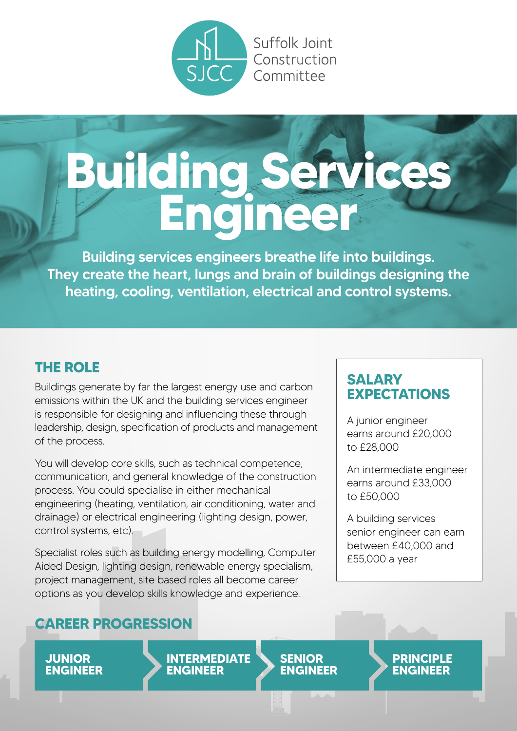Suffolk Joint Construction Committee

# Building Services Engineer

**Building services engineers breathe life into buildings. They create the heart, lungs and brain of buildings designing the heating, cooling, ventilation, electrical and control systems.**

## THE ROLE

Buildings generate by far the largest energy use and carbon emissions within the UK and the building services engineer is responsible for designing and influencing these through leadership, design, specification of products and management of the process.

You will develop core skills, such as technical competence, communication, and general knowledge of the construction process. You could specialise in either mechanical engineering (heating, ventilation, air conditioning, water and drainage) or electrical engineering (lighting design, power, control systems, etc).

Specialist roles such as building energy modelling, Computer Aided Design, lighting design, renewable energy specialism, project management, site based roles all become career options as you develop skills knowledge and experience.

## SALARY EXPECTATIONS

A junior engineer earns around £20,000 to £28,000

An intermediate engineer earns around £33,000 to £50,000

A building services senior engineer can earn between £40,000 and £55,000 a year

## CAREER PROGRESSION

**JUNIOR ENGINEER** → **INTERMEDIATE ENGINEER** → **SENIOR ENGINEER** → **PRINCIPLE ENGINEER**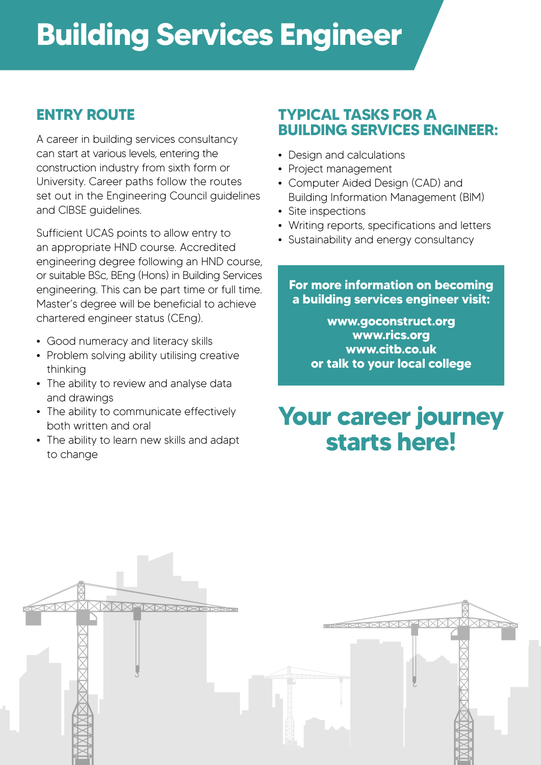# Building Services Engineer

## ENTRY ROUTE

A career in building services consultancy can start at various levels, entering the construction industry from sixth form or University. Career paths follow the routes set out in the Engineering Council guidelines and CIBSE guidelines.

Sufficient UCAS points to allow entry to an appropriate HND course. Accredited engineering degree following an HND course, or suitable BSc, BEng (Hons) in Building Services engineering. This can be part time or full time. Master's degree will be beneficial to achieve chartered engineer status (CEng).

- Good numeracy and literacy skills
- Problem solving ability utilising creative thinking
- The ability to review and analyse data and drawings
- The ability to communicate effectively both written and oral
- The ability to learn new skills and adapt to change

## TYPICAL TASKS FOR A BUILDING SERVICES ENGINEER:

- Design and calculations
- Project management
- Computer Aided Design (CAD) and Building Information Management (BIM)
- Site inspections
- Writing reports, specifications and letters
- Sustainability and energy consultancy

**For more information on becoming a building services engineer visit:**

**www.goconstruct.org**
**www.rics.org**
**www.citb.co.uk**
**or talk to your local college**

## Your career journey starts here!